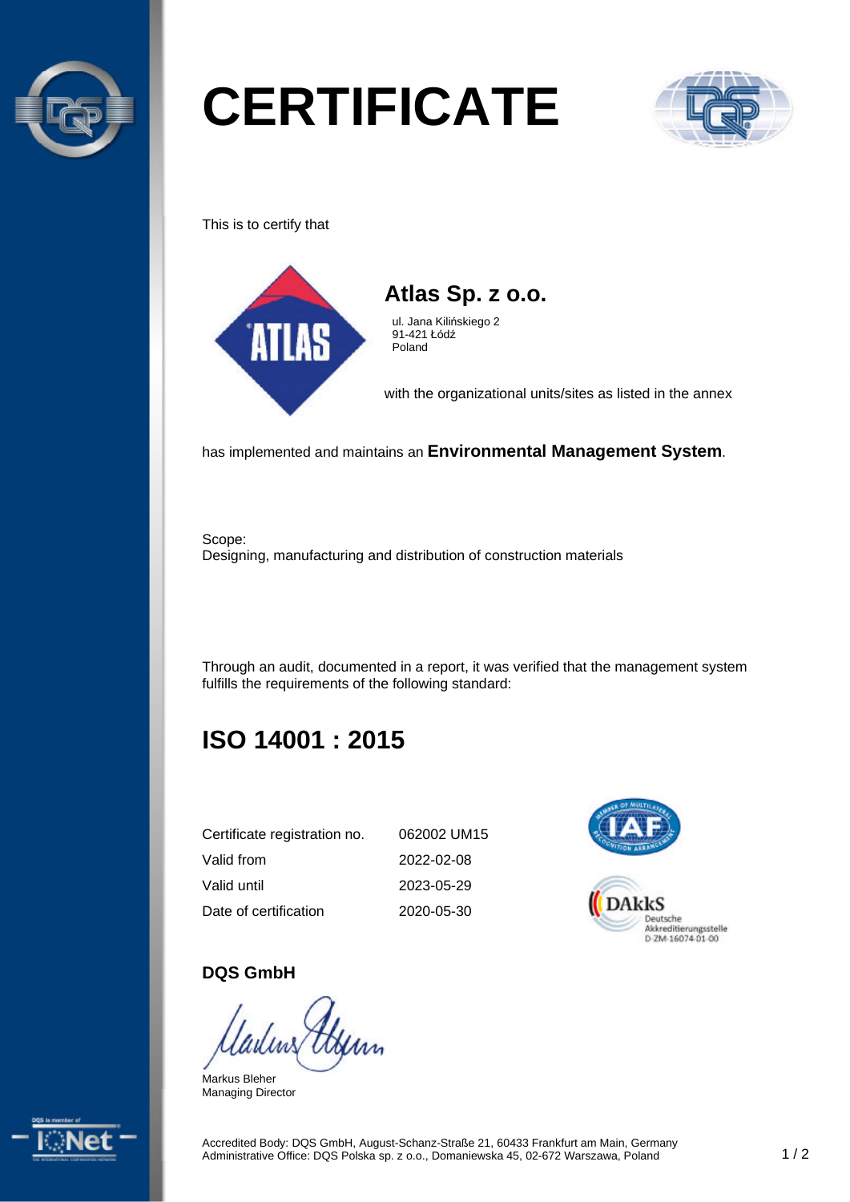# CERTIFICATE

This is to certify that

## Atlas Sp. z o.o.

ul. Jana Kilińskiego 2
91-421 Łódź
Poland

with the organizational units/sites as listed in the annex

has implemented and maintains an **Environmental Management System**.

Scope:
Designing, manufacturing and distribution of construction materials

Through an audit, documented in a report, it was verified that the management system fulfills the requirements of the following standard:

## ISO 14001 : 2015

| | |
|---|---|
| Certificate registration no. | 062002 UM15 |
| Valid from | 2022-02-08 |
| Valid until | 2023-05-29 |
| Date of certification | 2020-05-30 |

DAkkS
Deutsche Akkreditierungsstelle
D-ZM-16074-01-00

**DQS GmbH**

Markus Bleher
Managing Director

Accredited Body: DQS GmbH, August-Schanz-Straße 21, 60433 Frankfurt am Main, Germany
Administrative Office: DQS Polska sp. z o.o., Domaniewska 45, 02-672 Warszawa, Poland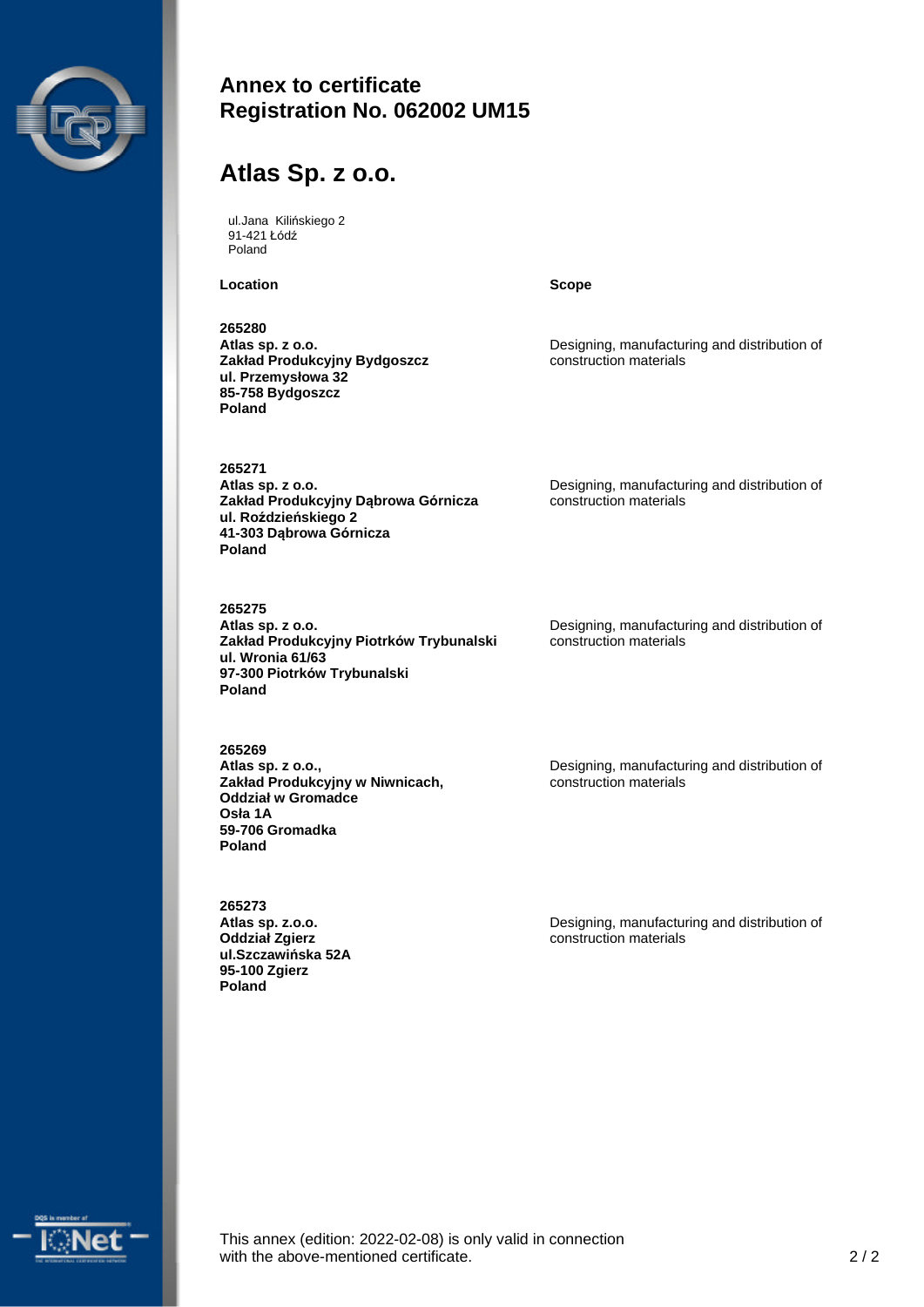# Annex to certificate
# Registration No. 062002 UM15

## Atlas Sp. z o.o.

ul.Jana Kilińskiego 2
91-421 Łódź
Poland

| Location | Scope |
|---|---|
| **265280**<br>**Atlas sp. z o.o.**<br>**Zakład Produkcyjny Bydgoszcz**<br>**ul. Przemysłowa 32**<br>**85-758 Bydgoszcz**<br>**Poland** | Designing, manufacturing and distribution of construction materials |
| **265271**<br>**Atlas sp. z o.o.**<br>**Zakład Produkcyjny Dąbrowa Górnicza**<br>**ul. Roździeńskiego 2**<br>**41-303 Dąbrowa Górnicza**<br>**Poland** | Designing, manufacturing and distribution of construction materials |
| **265275**<br>**Atlas sp. z o.o.**<br>**Zakład Produkcyjny Piotrków Trybunalski**<br>**ul. Wronia 61/63**<br>**97-300 Piotrków Trybunalski**<br>**Poland** | Designing, manufacturing and distribution of construction materials |
| **265269**<br>**Atlas sp. z o.o.,**<br>**Zakład Produkcyjny w Niwnicach,**<br>**Oddział w Gromadce**<br>**Osła 1A**<br>**59-706 Gromadka**<br>**Poland** | Designing, manufacturing and distribution of construction materials |
| **265273**<br>**Atlas sp. z.o.o.**<br>**Oddział Zgierz**<br>**ul.Szczawińska 52A**<br>**95-100 Zgierz**<br>**Poland** | Designing, manufacturing and distribution of construction materials |

This annex (edition: 2022-02-08) is only valid in connection with the above-mentioned certificate.